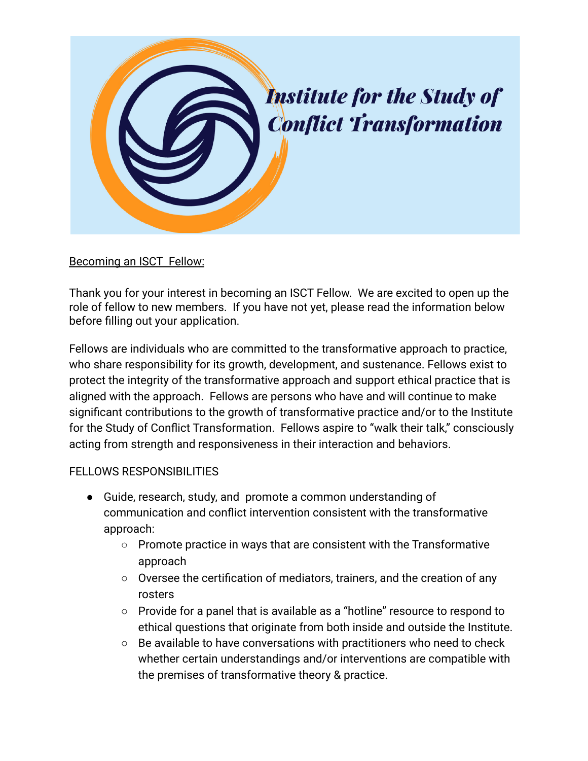# Institute for the Study of Conflict Transformation

Becoming an ISCT Fellow:

Thank you for your interest in becoming an ISCT Fellow. We are excited to open up the role of fellow to new members. If you have not yet, please read the information below before filling out your application.

Fellows are individuals who are committed to the transformative approach to practice, who share responsibility for its growth, development, and sustenance. Fellows exist to protect the integrity of the transformative approach and support ethical practice that is aligned with the approach. Fellows are persons who have and will continue to make significant contributions to the growth of transformative practice and/or to the Institute for the Study of Conflict Transformation. Fellows aspire to "walk their talk," consciously acting from strength and responsiveness in their interaction and behaviors.

FELLOWS RESPONSIBILITIES

- Guide, research, study, and promote a common understanding of communication and conflict intervention consistent with the transformative approach:
  - Promote practice in ways that are consistent with the Transformative approach
  - Oversee the certification of mediators, trainers, and the creation of any rosters
  - Provide for a panel that is available as a "hotline" resource to respond to ethical questions that originate from both inside and outside the Institute.
  - Be available to have conversations with practitioners who need to check whether certain understandings and/or interventions are compatible with the premises of transformative theory & practice.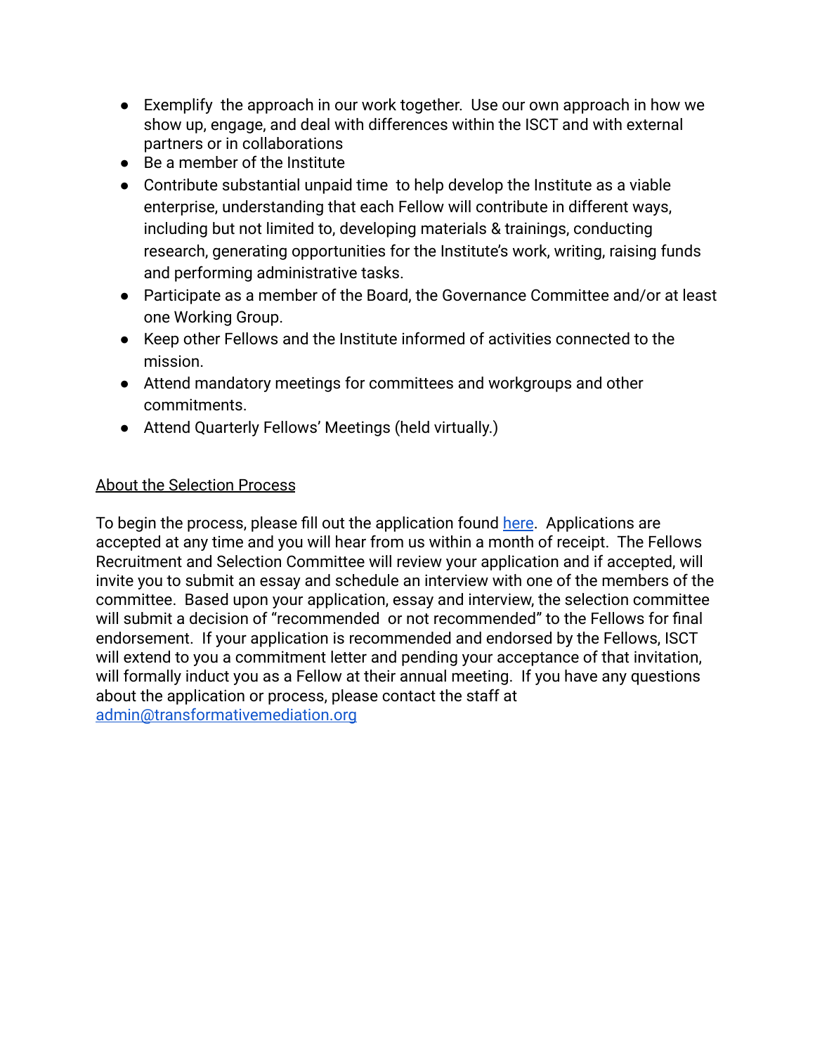- Exemplify the approach in our work together. Use our own approach in how we show up, engage, and deal with differences within the ISCT and with external partners or in collaborations
- Be a member of the Institute
- Contribute substantial unpaid time to help develop the Institute as a viable enterprise, understanding that each Fellow will contribute in different ways, including but not limited to, developing materials & trainings, conducting research, generating opportunities for the Institute's work, writing, raising funds and performing administrative tasks.
- Participate as a member of the Board, the Governance Committee and/or at least one Working Group.
- Keep other Fellows and the Institute informed of activities connected to the mission.
- Attend mandatory meetings for committees and workgroups and other commitments.
- Attend Quarterly Fellows' Meetings (held virtually.)

<u>About the Selection Process</u>

To begin the process, please fill out the application found [here]. Applications are accepted at any time and you will hear from us within a month of receipt. The Fellows Recruitment and Selection Committee will review your application and if accepted, will invite you to submit an essay and schedule an interview with one of the members of the committee. Based upon your application, essay and interview, the selection committee will submit a decision of "recommended or not recommended" to the Fellows for final endorsement. If your application is recommended and endorsed by the Fellows, ISCT will extend to you a commitment letter and pending your acceptance of that invitation, will formally induct you as a Fellow at their annual meeting. If you have any questions about the application or process, please contact the staff at admin@transformativemediation.org